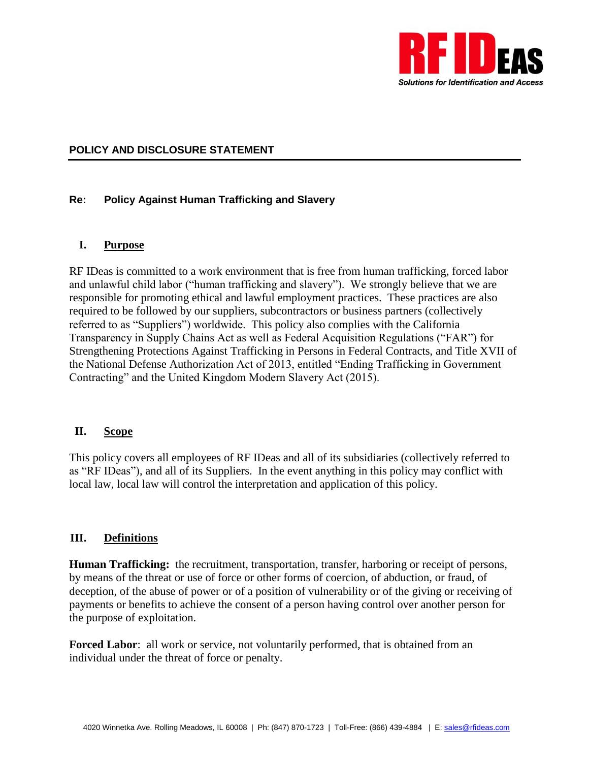## POLICY AND DISCLOSURE STATEMENT

**Re: Policy Against Human Trafficking and Slavery**

### I. Purpose

RF IDeas is committed to a work environment that is free from human trafficking, forced labor and unlawful child labor ("human trafficking and slavery"). We strongly believe that we are responsible for promoting ethical and lawful employment practices. These practices are also required to be followed by our suppliers, subcontractors or business partners (collectively referred to as "Suppliers") worldwide. This policy also complies with the California Transparency in Supply Chains Act as well as Federal Acquisition Regulations ("FAR") for Strengthening Protections Against Trafficking in Persons in Federal Contracts, and Title XVII of the National Defense Authorization Act of 2013, entitled "Ending Trafficking in Government Contracting" and the United Kingdom Modern Slavery Act (2015).

### II. Scope

This policy covers all employees of RF IDeas and all of its subsidiaries (collectively referred to as "RF IDeas"), and all of its Suppliers. In the event anything in this policy may conflict with local law, local law will control the interpretation and application of this policy.

### III. Definitions

**Human Trafficking:** the recruitment, transportation, transfer, harboring or receipt of persons, by means of the threat or use of force or other forms of coercion, of abduction, or fraud, of deception, of the abuse of power or of a position of vulnerability or of the giving or receiving of payments or benefits to achieve the consent of a person having control over another person for the purpose of exploitation.

**Forced Labor**: all work or service, not voluntarily performed, that is obtained from an individual under the threat of force or penalty.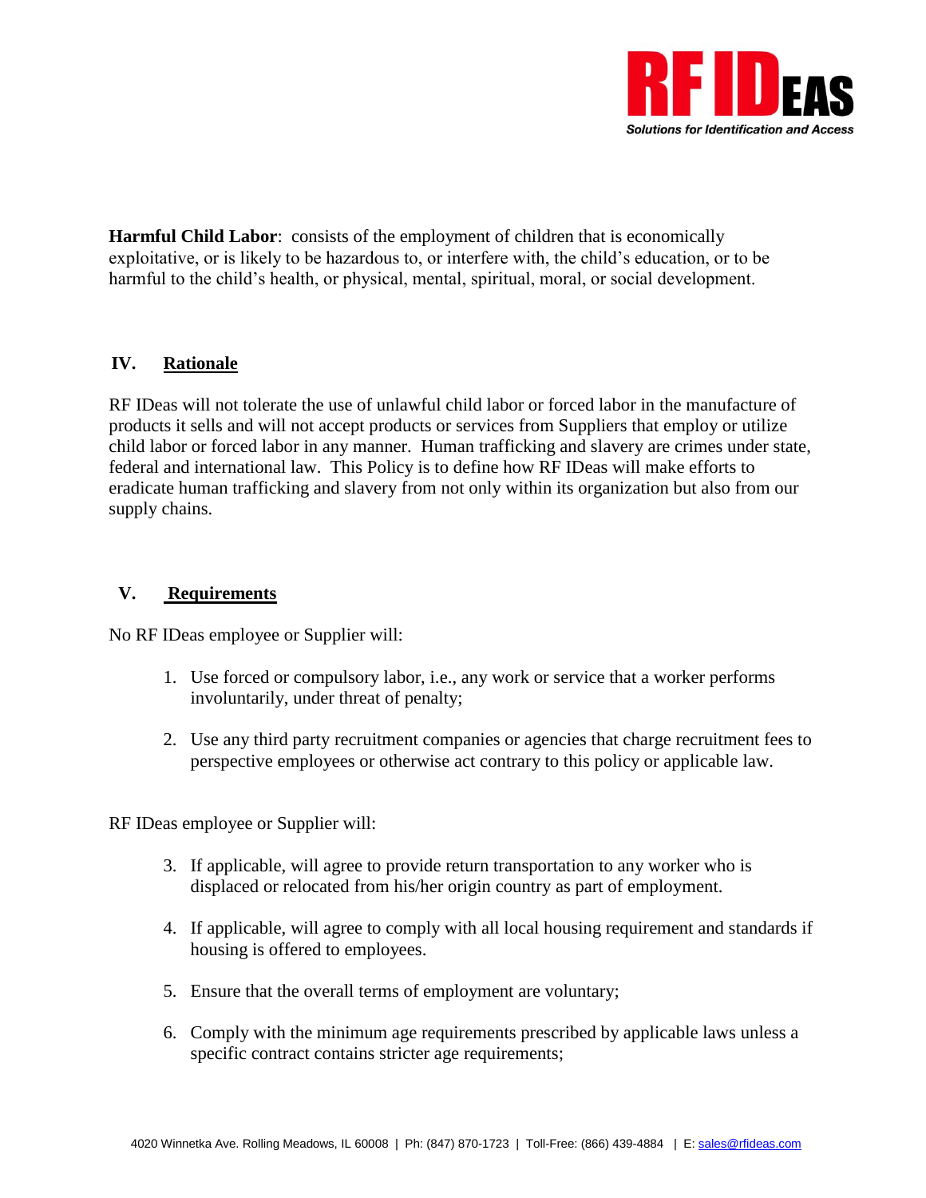**Harmful Child Labor**: consists of the employment of children that is economically exploitative, or is likely to be hazardous to, or interfere with, the child's education, or to be harmful to the child's health, or physical, mental, spiritual, moral, or social development.

## IV. Rationale

RF IDeas will not tolerate the use of unlawful child labor or forced labor in the manufacture of products it sells and will not accept products or services from Suppliers that employ or utilize child labor or forced labor in any manner. Human trafficking and slavery are crimes under state, federal and international law. This Policy is to define how RF IDeas will make efforts to eradicate human trafficking and slavery from not only within its organization but also from our supply chains.

## V. Requirements

No RF IDeas employee or Supplier will:

1. Use forced or compulsory labor, i.e., any work or service that a worker performs involuntarily, under threat of penalty;
2. Use any third party recruitment companies or agencies that charge recruitment fees to perspective employees or otherwise act contrary to this policy or applicable law.

RF IDeas employee or Supplier will:

3. If applicable, will agree to provide return transportation to any worker who is displaced or relocated from his/her origin country as part of employment.
4. If applicable, will agree to comply with all local housing requirement and standards if housing is offered to employees.
5. Ensure that the overall terms of employment are voluntary;
6. Comply with the minimum age requirements prescribed by applicable laws unless a specific contract contains stricter age requirements;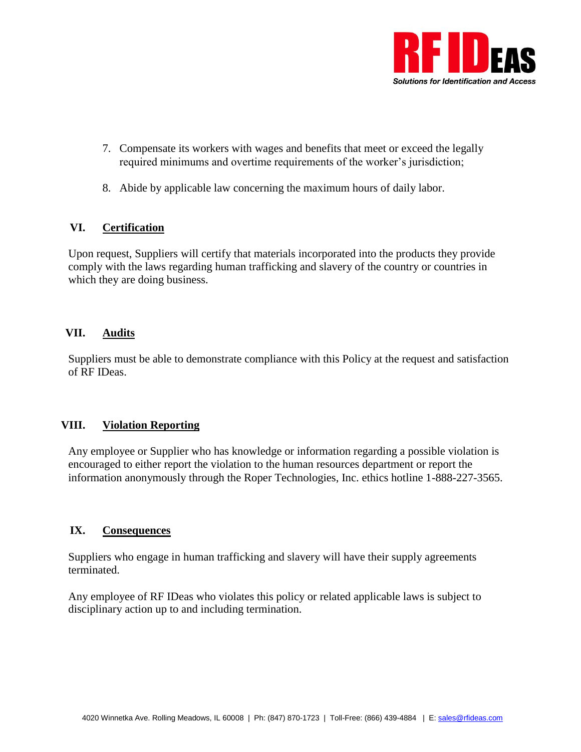7. Compensate its workers with wages and benefits that meet or exceed the legally required minimums and overtime requirements of the worker's jurisdiction;

8. Abide by applicable law concerning the maximum hours of daily labor.

## VI. Certification

Upon request, Suppliers will certify that materials incorporated into the products they provide comply with the laws regarding human trafficking and slavery of the country or countries in which they are doing business.

## VII. Audits

Suppliers must be able to demonstrate compliance with this Policy at the request and satisfaction of RF IDeas.

## VIII. Violation Reporting

Any employee or Supplier who has knowledge or information regarding a possible violation is encouraged to either report the violation to the human resources department or report the information anonymously through the Roper Technologies, Inc. ethics hotline 1-888-227-3565.

## IX. Consequences

Suppliers who engage in human trafficking and slavery will have their supply agreements terminated.

Any employee of RF IDeas who violates this policy or related applicable laws is subject to disciplinary action up to and including termination.